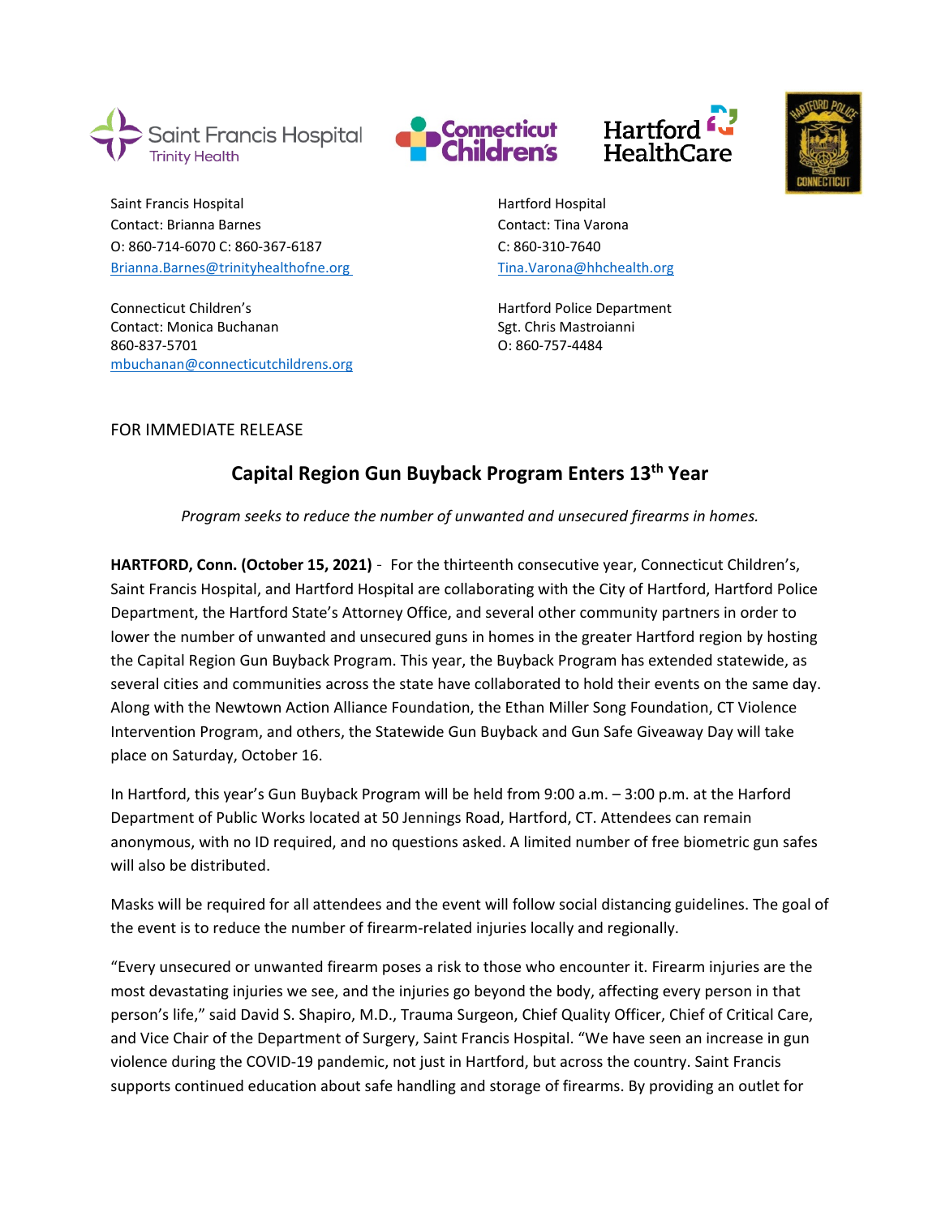Saint Francis Hospital
Contact: Brianna Barnes
O: 860-714-6070 C: 860-367-6187
Brianna.Barnes@trinityhealthofne.org

Connecticut Children's
Contact: Monica Buchanan
860-837-5701
mbuchanan@connecticutchildrens.org

Hartford Hospital
Contact: Tina Varona
C: 860-310-7640
Tina.Varona@hhchealth.org

Hartford Police Department
Sgt. Chris Mastroianni
O: 860-757-4484

FOR IMMEDIATE RELEASE

# Capital Region Gun Buyback Program Enters 13th Year

*Program seeks to reduce the number of unwanted and unsecured firearms in homes.*

**HARTFORD, Conn. (October 15, 2021)** - For the thirteenth consecutive year, Connecticut Children's, Saint Francis Hospital, and Hartford Hospital are collaborating with the City of Hartford, Hartford Police Department, the Hartford State's Attorney Office, and several other community partners in order to lower the number of unwanted and unsecured guns in homes in the greater Hartford region by hosting the Capital Region Gun Buyback Program. This year, the Buyback Program has extended statewide, as several cities and communities across the state have collaborated to hold their events on the same day. Along with the Newtown Action Alliance Foundation, the Ethan Miller Song Foundation, CT Violence Intervention Program, and others, the Statewide Gun Buyback and Gun Safe Giveaway Day will take place on Saturday, October 16.

In Hartford, this year's Gun Buyback Program will be held from 9:00 a.m. – 3:00 p.m. at the Harford Department of Public Works located at 50 Jennings Road, Hartford, CT. Attendees can remain anonymous, with no ID required, and no questions asked. A limited number of free biometric gun safes will also be distributed.

Masks will be required for all attendees and the event will follow social distancing guidelines. The goal of the event is to reduce the number of firearm-related injuries locally and regionally.

"Every unsecured or unwanted firearm poses a risk to those who encounter it. Firearm injuries are the most devastating injuries we see, and the injuries go beyond the body, affecting every person in that person's life," said David S. Shapiro, M.D., Trauma Surgeon, Chief Quality Officer, Chief of Critical Care, and Vice Chair of the Department of Surgery, Saint Francis Hospital. "We have seen an increase in gun violence during the COVID-19 pandemic, not just in Hartford, but across the country. Saint Francis supports continued education about safe handling and storage of firearms. By providing an outlet for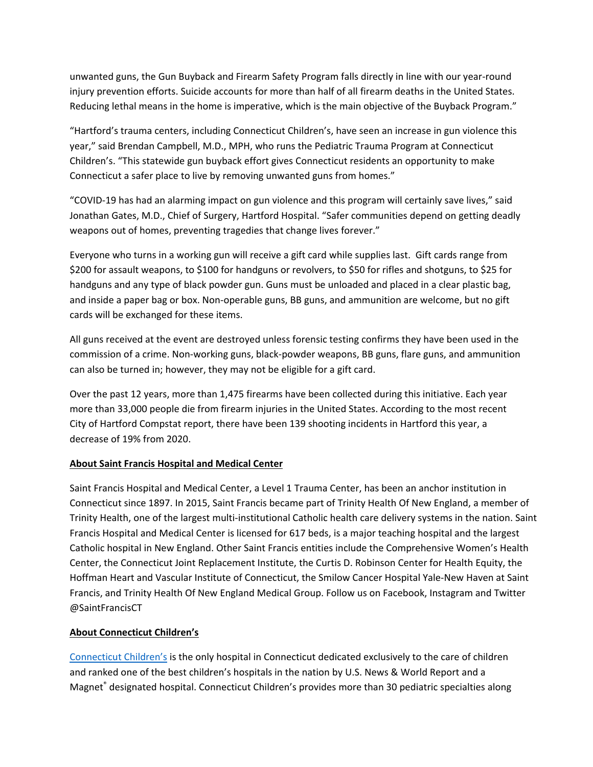unwanted guns, the Gun Buyback and Firearm Safety Program falls directly in line with our year-round injury prevention efforts. Suicide accounts for more than half of all firearm deaths in the United States. Reducing lethal means in the home is imperative, which is the main objective of the Buyback Program."

"Hartford's trauma centers, including Connecticut Children's, have seen an increase in gun violence this year," said Brendan Campbell, M.D., MPH, who runs the Pediatric Trauma Program at Connecticut Children's. "This statewide gun buyback effort gives Connecticut residents an opportunity to make Connecticut a safer place to live by removing unwanted guns from homes."

"COVID-19 has had an alarming impact on gun violence and this program will certainly save lives," said Jonathan Gates, M.D., Chief of Surgery, Hartford Hospital. "Safer communities depend on getting deadly weapons out of homes, preventing tragedies that change lives forever."

Everyone who turns in a working gun will receive a gift card while supplies last. Gift cards range from $200 for assault weapons, to $100 for handguns or revolvers, to $50 for rifles and shotguns, to $25 for handguns and any type of black powder gun. Guns must be unloaded and placed in a clear plastic bag, and inside a paper bag or box. Non-operable guns, BB guns, and ammunition are welcome, but no gift cards will be exchanged for these items.

All guns received at the event are destroyed unless forensic testing confirms they have been used in the commission of a crime. Non-working guns, black-powder weapons, BB guns, flare guns, and ammunition can also be turned in; however, they may not be eligible for a gift card.

Over the past 12 years, more than 1,475 firearms have been collected during this initiative. Each year more than 33,000 people die from firearm injuries in the United States. According to the most recent City of Hartford Compstat report, there have been 139 shooting incidents in Hartford this year, a decrease of 19% from 2020.

**About Saint Francis Hospital and Medical Center**

Saint Francis Hospital and Medical Center, a Level 1 Trauma Center, has been an anchor institution in Connecticut since 1897. In 2015, Saint Francis became part of Trinity Health Of New England, a member of Trinity Health, one of the largest multi-institutional Catholic health care delivery systems in the nation. Saint Francis Hospital and Medical Center is licensed for 617 beds, is a major teaching hospital and the largest Catholic hospital in New England. Other Saint Francis entities include the Comprehensive Women's Health Center, the Connecticut Joint Replacement Institute, the Curtis D. Robinson Center for Health Equity, the Hoffman Heart and Vascular Institute of Connecticut, the Smilow Cancer Hospital Yale-New Haven at Saint Francis, and Trinity Health Of New England Medical Group. Follow us on Facebook, Instagram and Twitter @SaintFrancisCT

**About Connecticut Children's**

Connecticut Children's is the only hospital in Connecticut dedicated exclusively to the care of children and ranked one of the best children's hospitals in the nation by U.S. News & World Report and a Magnet® designated hospital. Connecticut Children's provides more than 30 pediatric specialties along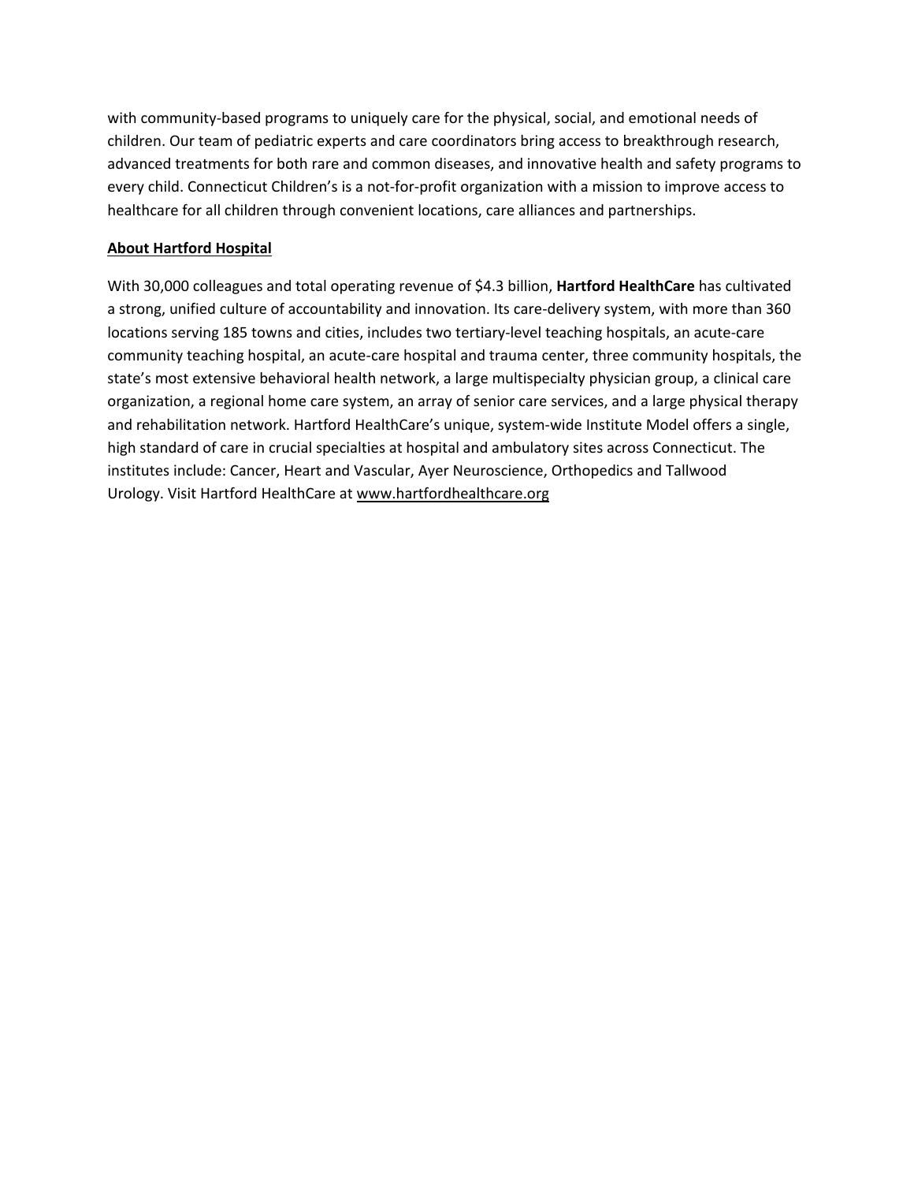with community-based programs to uniquely care for the physical, social, and emotional needs of children. Our team of pediatric experts and care coordinators bring access to breakthrough research, advanced treatments for both rare and common diseases, and innovative health and safety programs to every child. Connecticut Children's is a not-for-profit organization with a mission to improve access to healthcare for all children through convenient locations, care alliances and partnerships.

**About Hartford Hospital**

With 30,000 colleagues and total operating revenue of $4.3 billion, **Hartford HealthCare** has cultivated a strong, unified culture of accountability and innovation. Its care-delivery system, with more than 360 locations serving 185 towns and cities, includes two tertiary-level teaching hospitals, an acute-care community teaching hospital, an acute-care hospital and trauma center, three community hospitals, the state's most extensive behavioral health network, a large multispecialty physician group, a clinical care organization, a regional home care system, an array of senior care services, and a large physical therapy and rehabilitation network. Hartford HealthCare's unique, system-wide Institute Model offers a single, high standard of care in crucial specialties at hospital and ambulatory sites across Connecticut. The institutes include: Cancer, Heart and Vascular, Ayer Neuroscience, Orthopedics and Tallwood Urology. Visit Hartford HealthCare at www.hartfordhealthcare.org